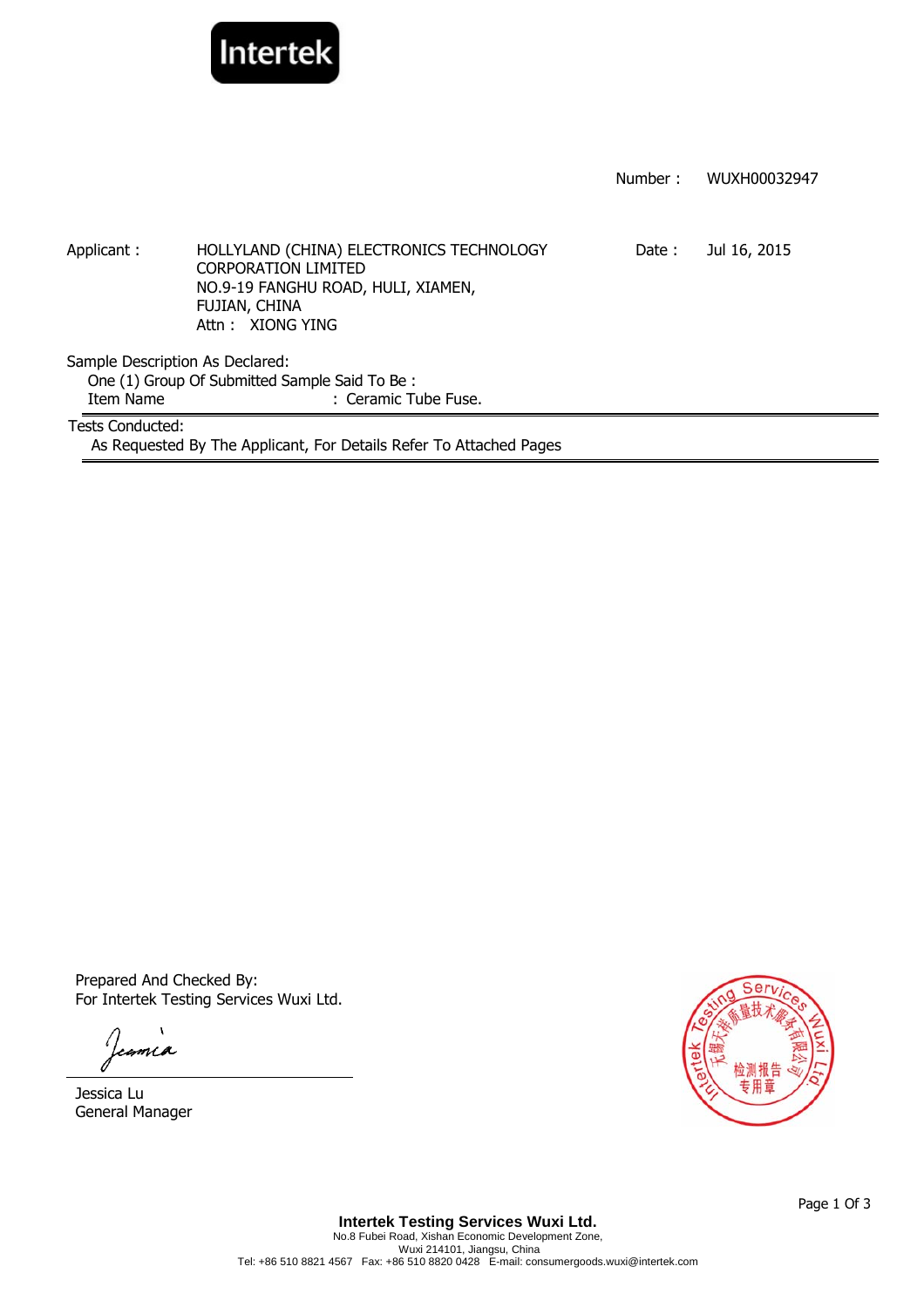Intertek

Number : WUXH00032947

Applicant : HOLLYLAND (CHINA) ELECTRONICS TECHNOLOGY CORPORATION LIMITED
NO.9-19 FANGHU ROAD, HULI, XIAMEN,
FUJIAN, CHINA
Attn : XIONG YING

Date : Jul 16, 2015

Sample Description As Declared:
One (1) Group Of Submitted Sample Said To Be :
Item Name : Ceramic Tube Fuse.

Tests Conducted:
As Requested By The Applicant, For Details Refer To Attached Pages

Prepared And Checked By:
For Intertek Testing Services Wuxi Ltd.

Jessica Lu
General Manager

Intertek Testing Services Wuxi Ltd. 无锡天祥质量技术服务有限公司 检测报告专用章

**Intertek Testing Services Wuxi Ltd.**
No.8 Fubei Road, Xishan Economic Development Zone,
Wuxi 214101, Jiangsu, China
Tel: +86 510 8821 4567 Fax: +86 510 8820 0428 E-mail: consumergoods.wuxi@intertek.com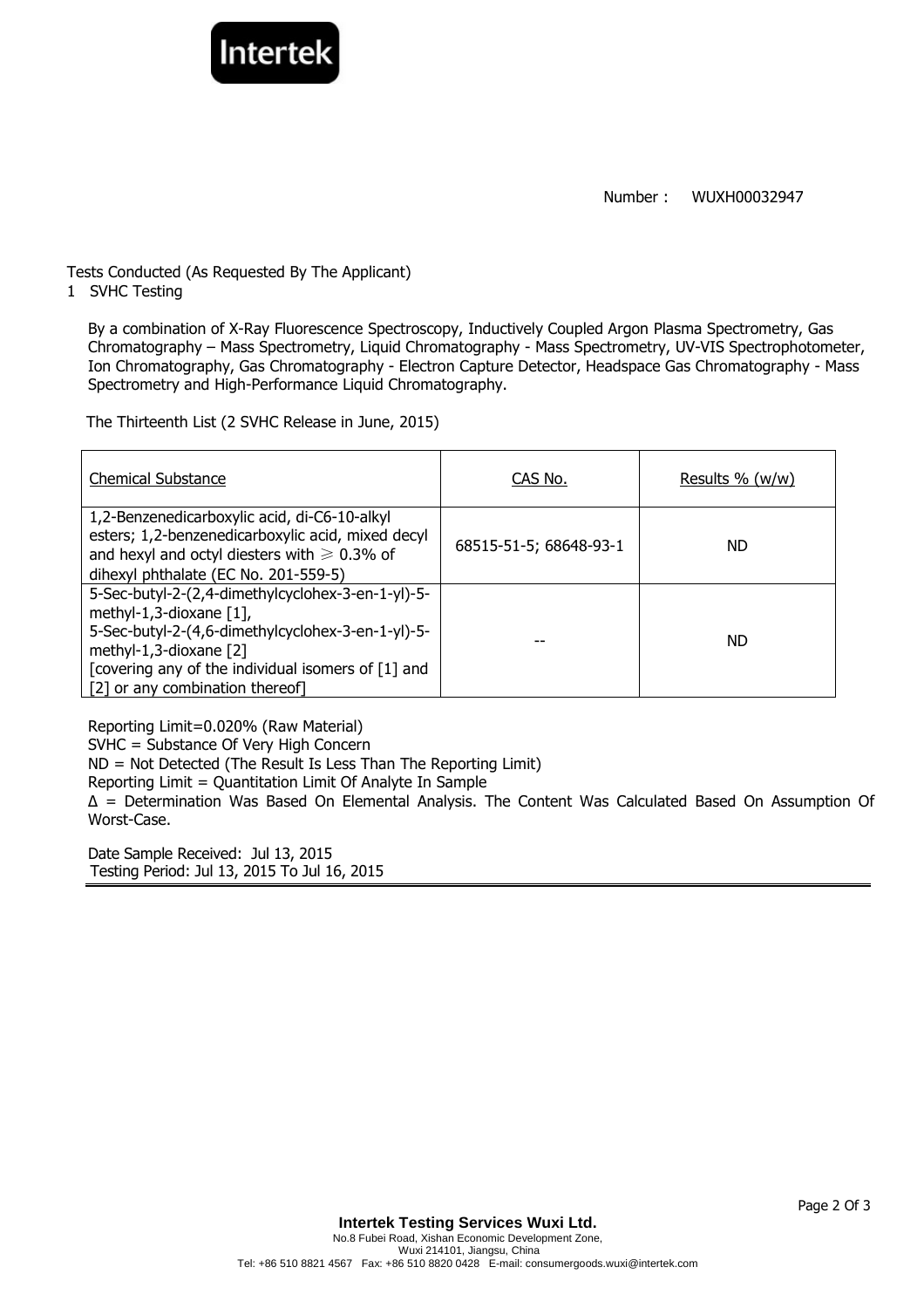Number： WUXH00032947

Tests Conducted (As Requested By The Applicant)

1 SVHC Testing

By a combination of X-Ray Fluorescence Spectroscopy, Inductively Coupled Argon Plasma Spectrometry, Gas Chromatography – Mass Spectrometry, Liquid Chromatography - Mass Spectrometry, UV-VIS Spectrophotometer, Ion Chromatography, Gas Chromatography - Electron Capture Detector, Headspace Gas Chromatography - Mass Spectrometry and High-Performance Liquid Chromatography.

The Thirteenth List (2 SVHC Release in June, 2015)

| Chemical Substance | CAS No. | Results % (w/w) |
|---|---|---|
| 1,2-Benzenedicarboxylic acid, di-C6-10-alkyl esters; 1,2-benzenedicarboxylic acid, mixed decyl and hexyl and octyl diesters with ≥ 0.3% of dihexyl phthalate (EC No. 201-559-5) | 68515-51-5; 68648-93-1 | ND |
| 5-Sec-butyl-2-(2,4-dimethylcyclohex-3-en-1-yl)-5-methyl-1,3-dioxane [1], 5-Sec-butyl-2-(4,6-dimethylcyclohex-3-en-1-yl)-5-methyl-1,3-dioxane [2] [covering any of the individual isomers of [1] and [2] or any combination thereof] | -- | ND |

Reporting Limit=0.020% (Raw Material)

SVHC = Substance Of Very High Concern

ND = Not Detected (The Result Is Less Than The Reporting Limit)

Reporting Limit = Quantitation Limit Of Analyte In Sample

Δ = Determination Was Based On Elemental Analysis. The Content Was Calculated Based On Assumption Of Worst-Case.

Date Sample Received: Jul 13, 2015

Testing Period: Jul 13, 2015 To Jul 16, 2015

**Intertek Testing Services Wuxi Ltd.**

No.8 Fubei Road, Xishan Economic Development Zone, Wuxi 214101, Jiangsu, China

Tel: +86 510 8821 4567 Fax: +86 510 8820 0428 E-mail: consumergoods.wuxi@intertek.com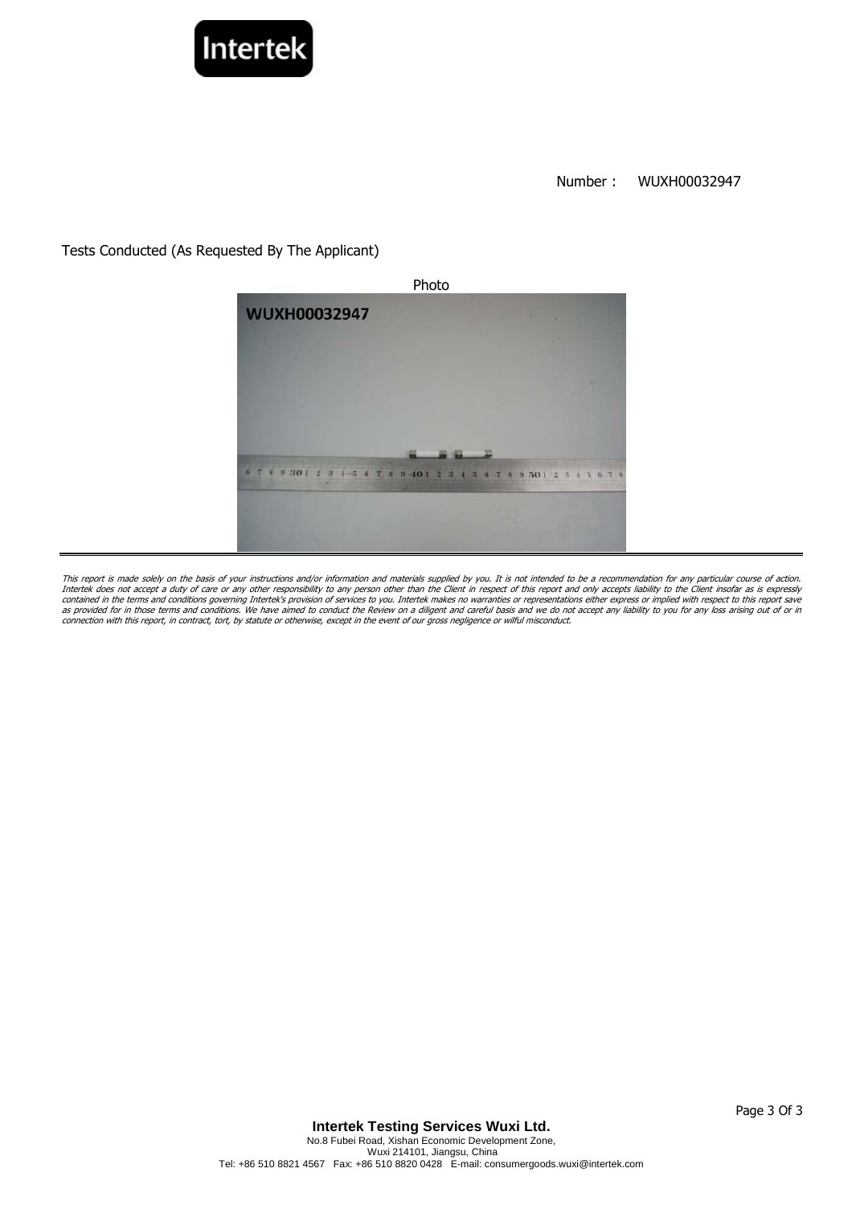Number： WUXH00032947

Tests Conducted (As Requested By The Applicant)

Photo

*This report is made solely on the basis of your instructions and/or information and materials supplied by you. It is not intended to be a recommendation for any particular course of action. Intertek does not accept a duty of care or any other responsibility to any person other than the Client in respect of this report and only accepts liability to the Client insofar as is expressly contained in the terms and conditions governing Intertek's provision of services to you. Intertek makes no warranties or representations either express or implied with respect to this report save as provided for in those terms and conditions. We have aimed to conduct the Review on a diligent and careful basis and we do not accept any liability to you for any loss arising out of or in connection with this report, in contract, tort, by statute or otherwise, except in the event of our gross negligence or wilful misconduct.*

**Intertek Testing Services Wuxi Ltd.**
No.8 Fubei Road, Xishan Economic Development Zone,
Wuxi 214101, Jiangsu, China
Tel: +86 510 8821 4567 Fax: +86 510 8820 0428 E-mail: consumergoods.wuxi@intertek.com